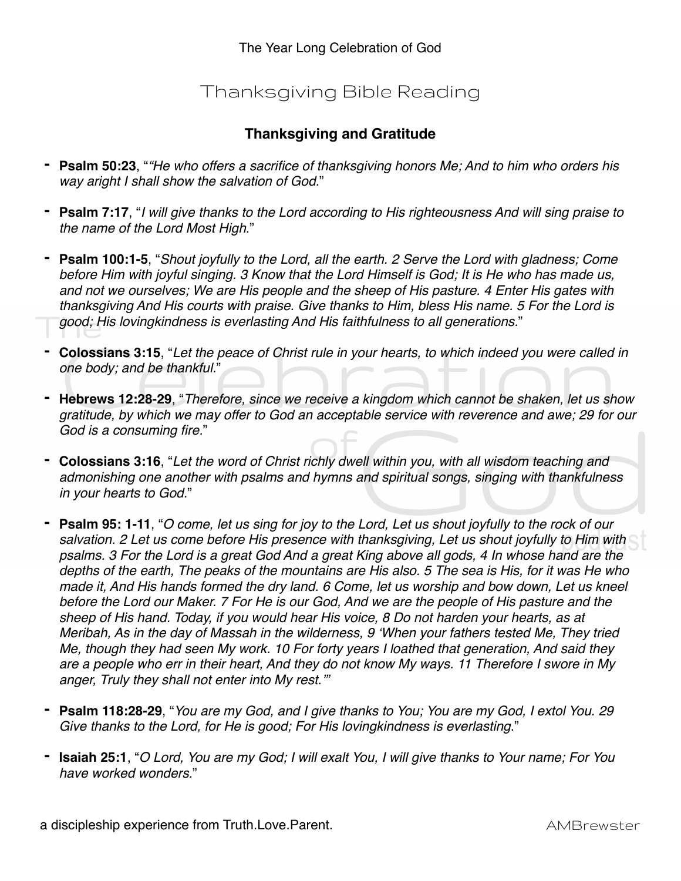The Year Long Celebration of God

# Thanksgiving Bible Reading

## Thanksgiving and Gratitude

- **Psalm 50:23**, "*"He who offers a sacrifice of thanksgiving honors Me; And to him who orders his way aright I shall show the salvation of God.*"

- **Psalm 7:17**, "*I will give thanks to the Lord according to His righteousness And will sing praise to the name of the Lord Most High.*"

- **Psalm 100:1-5**, "*Shout joyfully to the Lord, all the earth. 2 Serve the Lord with gladness; Come before Him with joyful singing. 3 Know that the Lord Himself is God; It is He who has made us, and not we ourselves; We are His people and the sheep of His pasture. 4 Enter His gates with thanksgiving And His courts with praise. Give thanks to Him, bless His name. 5 For the Lord is good; His lovingkindness is everlasting And His faithfulness to all generations.*"

- **Colossians 3:15**, "*Let the peace of Christ rule in your hearts, to which indeed you were called in one body; and be thankful.*"

- **Hebrews 12:28-29**, "*Therefore, since we receive a kingdom which cannot be shaken, let us show gratitude, by which we may offer to God an acceptable service with reverence and awe; 29 for our God is a consuming fire.*"

- **Colossians 3:16**, "*Let the word of Christ richly dwell within you, with all wisdom teaching and admonishing one another with psalms and hymns and spiritual songs, singing with thankfulness in your hearts to God.*"

- **Psalm 95: 1-11**, "*O come, let us sing for joy to the Lord, Let us shout joyfully to the rock of our salvation. 2 Let us come before His presence with thanksgiving, Let us shout joyfully to Him with psalms. 3 For the Lord is a great God And a great King above all gods, 4 In whose hand are the depths of the earth, The peaks of the mountains are His also. 5 The sea is His, for it was He who made it, And His hands formed the dry land. 6 Come, let us worship and bow down, Let us kneel before the Lord our Maker. 7 For He is our God, And we are the people of His pasture and the sheep of His hand. Today, if you would hear His voice, 8 Do not harden your hearts, as at Meribah, As in the day of Massah in the wilderness, 9 'When your fathers tested Me, They tried Me, though they had seen My work. 10 For forty years I loathed that generation, And said they are a people who err in their heart, And they do not know My ways. 11 Therefore I swore in My anger, Truly they shall not enter into My rest.'*"

- **Psalm 118:28-29**, "*You are my God, and I give thanks to You; You are my God, I extol You. 29 Give thanks to the Lord, for He is good; For His lovingkindness is everlasting.*"

- **Isaiah 25:1**, "*O Lord, You are my God; I will exalt You, I will give thanks to Your name; For You have worked wonders.*"

a discipleship experience from Truth.Love.Parent. AMBrewster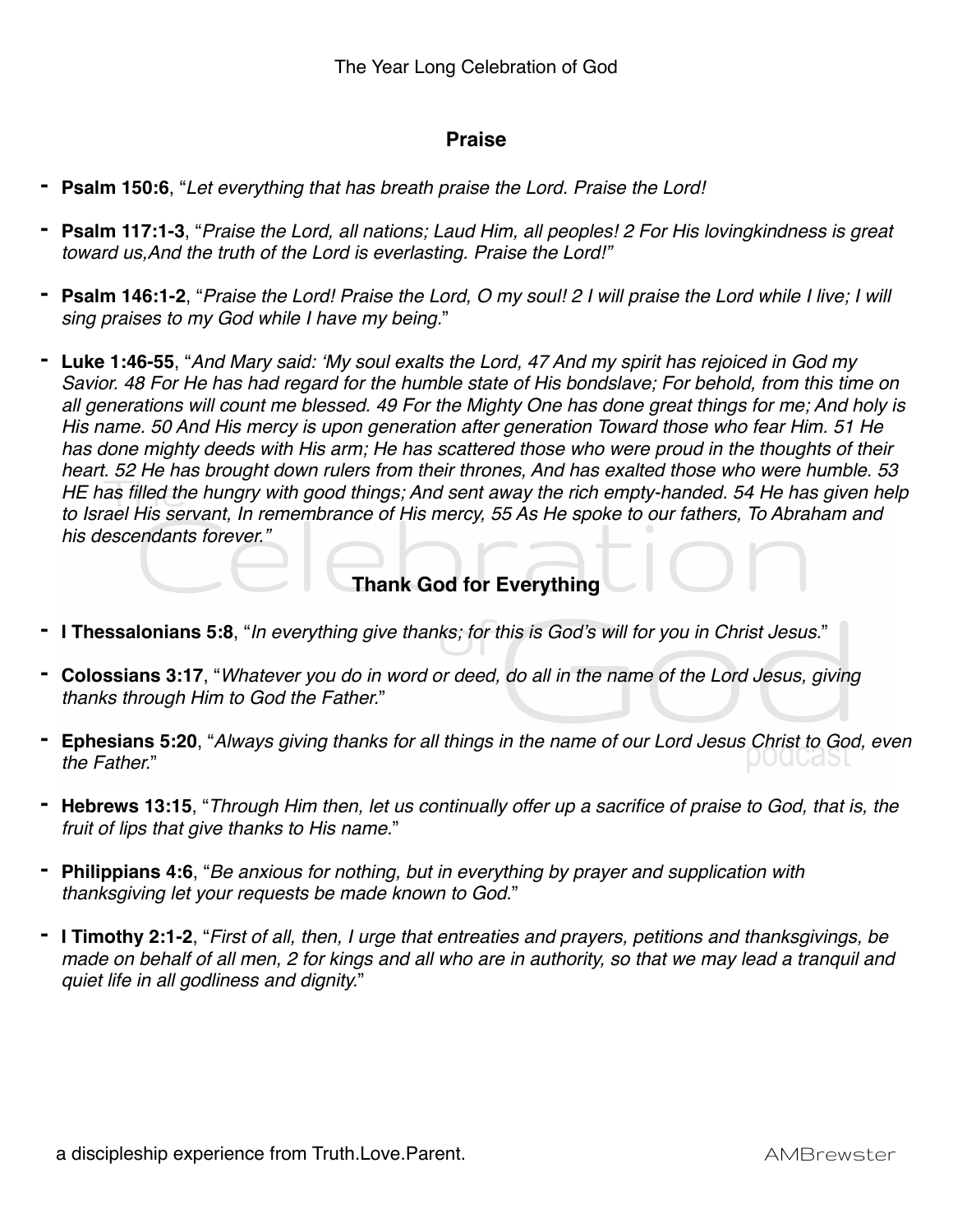## Praise

- **Psalm 150:6**, "*Let everything that has breath praise the Lord. Praise the Lord!*
- **Psalm 117:1-3**, "*Praise the Lord, all nations; Laud Him, all peoples! 2 For His lovingkindness is great toward us,And the truth of the Lord is everlasting. Praise the Lord!"*
- **Psalm 146:1-2**, "*Praise the Lord! Praise the Lord, O my soul! 2 I will praise the Lord while I live; I will sing praises to my God while I have my being.*"
- **Luke 1:46-55**, "*And Mary said: 'My soul exalts the Lord, 47 And my spirit has rejoiced in God my Savior. 48 For He has had regard for the humble state of His bondslave; For behold, from this time on all generations will count me blessed. 49 For the Mighty One has done great things for me; And holy is His name. 50 And His mercy is upon generation after generation Toward those who fear Him. 51 He has done mighty deeds with His arm; He has scattered those who were proud in the thoughts of their heart. 52 He has brought down rulers from their thrones, And has exalted those who were humble. 53 HE has filled the hungry with good things; And sent away the rich empty-handed. 54 He has given help to Israel His servant, In remembrance of His mercy, 55 As He spoke to our fathers, To Abraham and his descendants forever."*

## Thank God for Everything

- **I Thessalonians 5:8**, "*In everything give thanks; for this is God's will for you in Christ Jesus.*"
- **Colossians 3:17**, "*Whatever you do in word or deed, do all in the name of the Lord Jesus, giving thanks through Him to God the Father.*"
- **Ephesians 5:20**, "*Always giving thanks for all things in the name of our Lord Jesus Christ to God, even the Father.*"
- **Hebrews 13:15**, "*Through Him then, let us continually offer up a sacrifice of praise to God, that is, the fruit of lips that give thanks to His name.*"
- **Philippians 4:6**, "*Be anxious for nothing, but in everything by prayer and supplication with thanksgiving let your requests be made known to God.*"
- **I Timothy 2:1-2**, "*First of all, then, I urge that entreaties and prayers, petitions and thanksgivings, be made on behalf of all men, 2 for kings and all who are in authority, so that we may lead a tranquil and quiet life in all godliness and dignity.*"